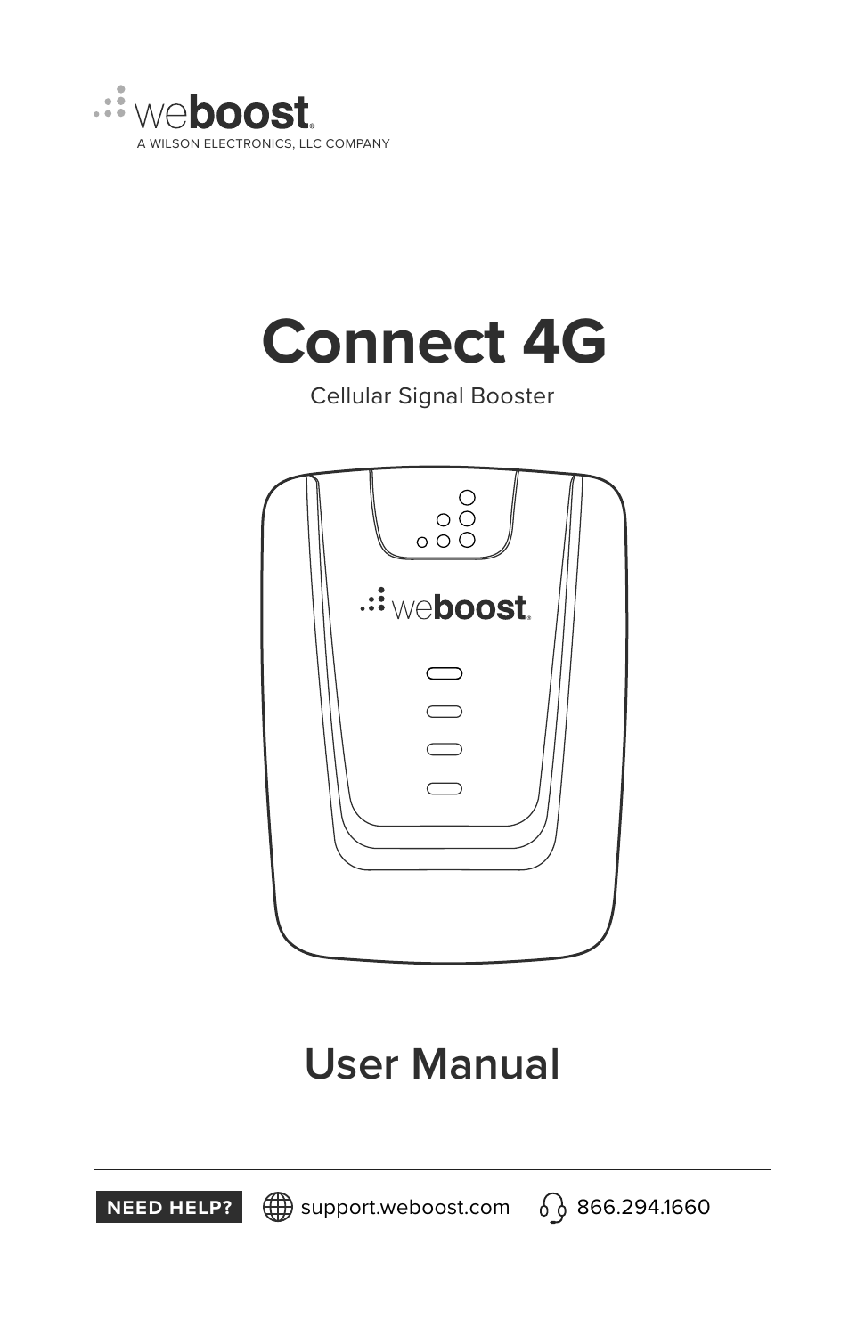weboost

A WILSON ELECTRONICS, LLC COMPANY

# Connect 4G

Cellular Signal Booster

## User Manual

**NEED HELP?** support.weboost.com 866.294.1660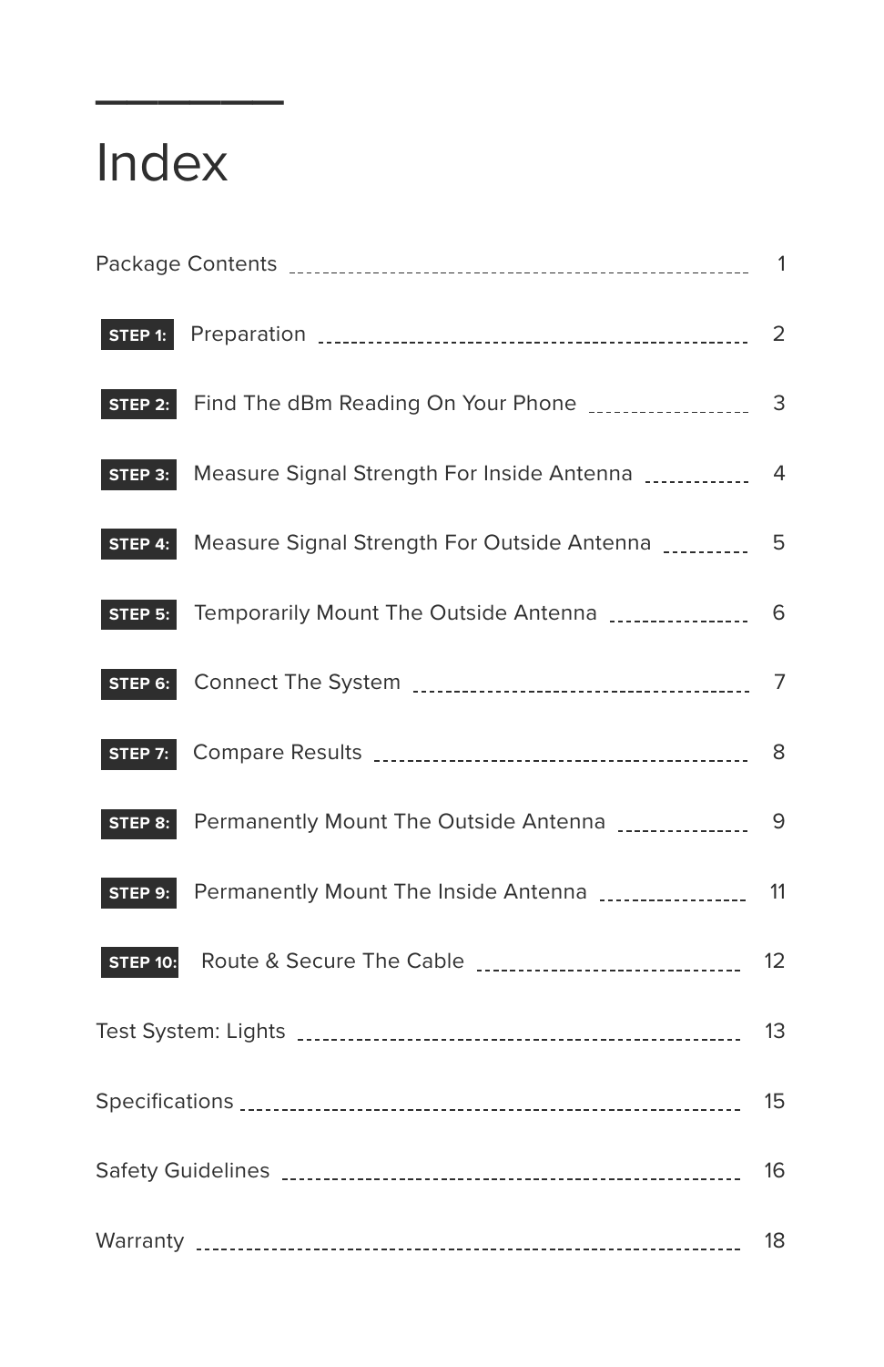# Index

| | |
|---|---|
| Package Contents | 1 |
| **STEP 1:** Preparation | 2 |
| **STEP 2:** Find The dBm Reading On Your Phone | 3 |
| **STEP 3:** Measure Signal Strength For Inside Antenna | 4 |
| **STEP 4:** Measure Signal Strength For Outside Antenna | 5 |
| **STEP 5:** Temporarily Mount The Outside Antenna | 6 |
| **STEP 6:** Connect The System | 7 |
| **STEP 7:** Compare Results | 8 |
| **STEP 8:** Permanently Mount The Outside Antenna | 9 |
| **STEP 9:** Permanently Mount The Inside Antenna | 11 |
| **STEP 10:** Route & Secure The Cable | 12 |
| Test System: Lights | 13 |
| Specifications | 15 |
| Safety Guidelines | 16 |
| Warranty | 18 |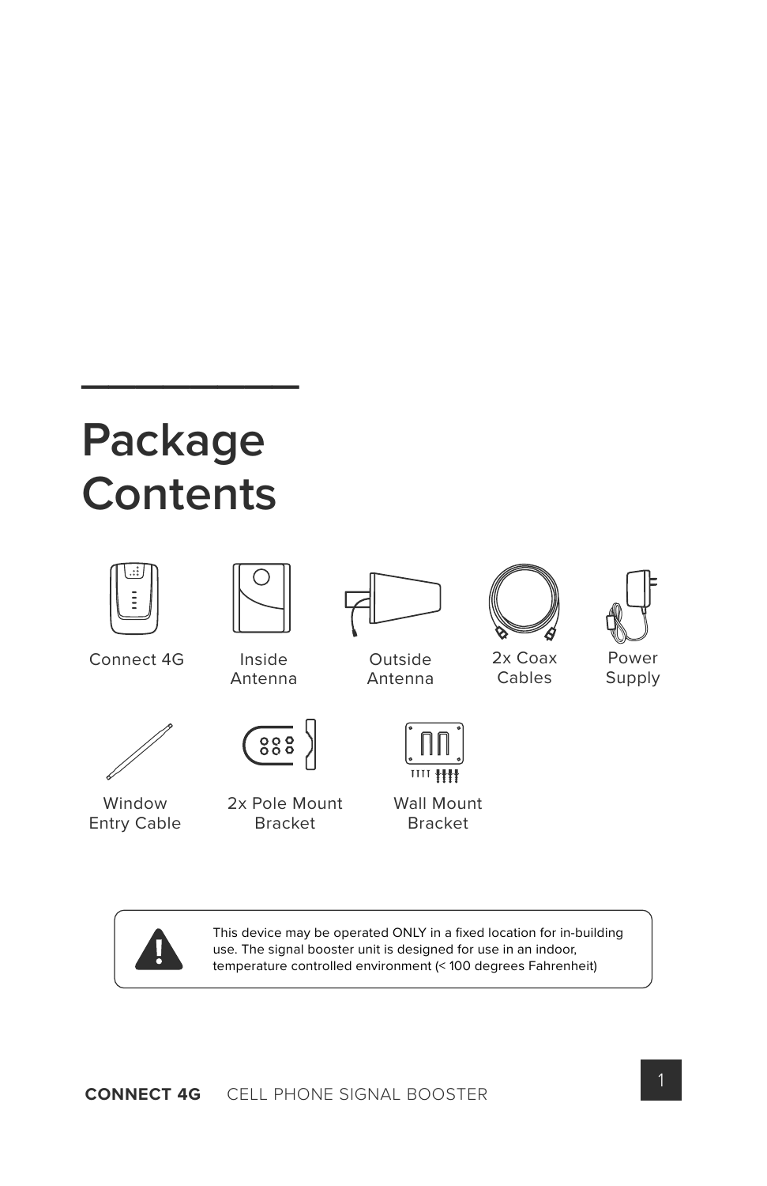# Package Contents

- Connect 4G
- Inside Antenna
- Outside Antenna
- 2x Coax Cables
- Power Supply
- Window Entry Cable
- 2x Pole Mount Bracket
- Wall Mount Bracket

This device may be operated ONLY in a fixed location for in-building use. The signal booster unit is designed for use in an indoor, temperature controlled environment (< 100 degrees Fahrenheit)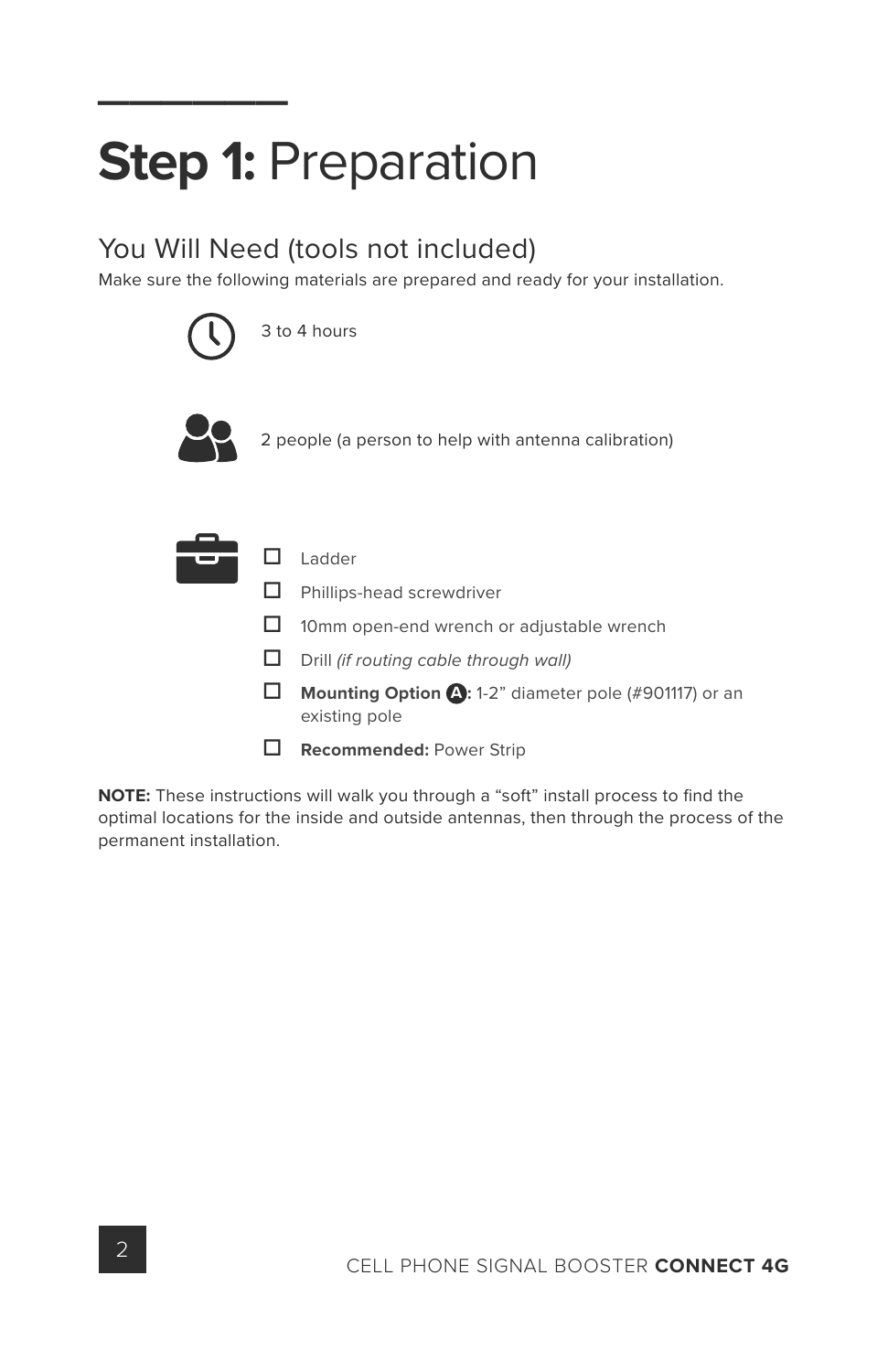# **Step 1:** Preparation

## You Will Need (tools not included)

Make sure the following materials are prepared and ready for your installation.

3 to 4 hours

2 people (a person to help with antenna calibration)

- [ ] Ladder
- [ ] Phillips-head screwdriver
- [ ] 10mm open-end wrench or adjustable wrench
- [ ] Drill *(if routing cable through wall)*
- [ ] **Mounting Option A:** 1-2” diameter pole (#901117) or an existing pole
- [ ] **Recommended:** Power Strip

**NOTE:** These instructions will walk you through a “soft” install process to find the optimal locations for the inside and outside antennas, then through the process of the permanent installation.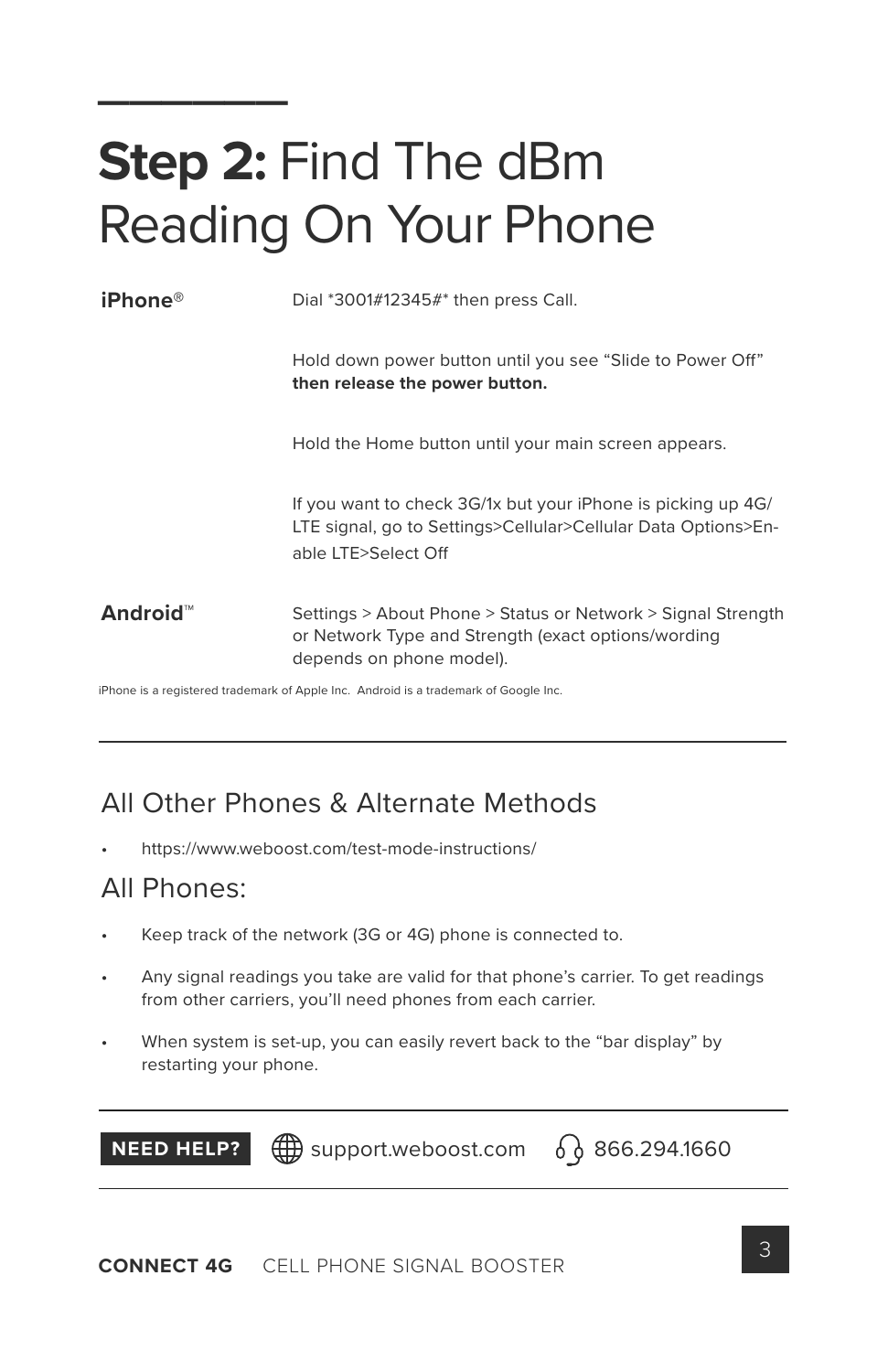# **Step 2:** Find The dBm Reading On Your Phone

| | |
|---|---|
| **iPhone**® | Dial *3001#12345#* then press Call. |
| | Hold down power button until you see "Slide to Power Off" **then release the power button.** |
| | Hold the Home button until your main screen appears. |
| | If you want to check 3G/1x but your iPhone is picking up 4G/LTE signal, go to Settings>Cellular>Cellular Data Options>Enable LTE>Select Off |
| **Android**™ | Settings > About Phone > Status or Network > Signal Strength or Network Type and Strength (exact options/wording depends on phone model). |

iPhone is a registered trademark of Apple Inc. Android is a trademark of Google Inc.

## All Other Phones & Alternate Methods

- https://www.weboost.com/test-mode-instructions/

## All Phones:

- Keep track of the network (3G or 4G) phone is connected to.
- Any signal readings you take are valid for that phone's carrier. To get readings from other carriers, you'll need phones from each carrier.
- When system is set-up, you can easily revert back to the "bar display" by restarting your phone.

**NEED HELP?** support.weboost.com 866.294.1660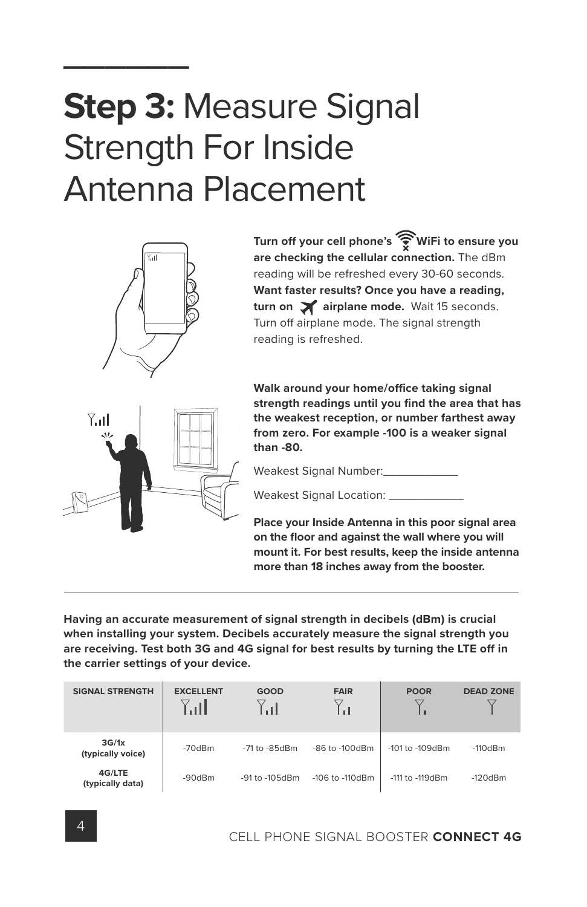# **Step 3:** Measure Signal Strength For Inside Antenna Placement

**Turn off your cell phone's WiFi to ensure you are checking the cellular connection.** The dBm reading will be refreshed every 30-60 seconds. **Want faster results? Once you have a reading, turn on airplane mode.** Wait 15 seconds. Turn off airplane mode. The signal strength reading is refreshed.

**Walk around your home/office taking signal strength readings until you find the area that has the weakest reception, or number farthest away from zero. For example -100 is a weaker signal than -80.**

Weakest Signal Number:____________

Weakest Signal Location: ____________

**Place your Inside Antenna in this poor signal area on the floor and against the wall where you will mount it. For best results, keep the inside antenna more than 18 inches away from the booster.**

---

**Having an accurate measurement of signal strength in decibels (dBm) is crucial when installing your system. Decibels accurately measure the signal strength you are receiving. Test both 3G and 4G signal for best results by turning the LTE off in the carrier settings of your device.**

| SIGNAL STRENGTH | EXCELLENT | GOOD | FAIR | POOR | DEAD ZONE |
|---|---|---|---|---|---|
| **3G/1x (typically voice)** | -70dBm | -71 to -85dBm | -86 to -100dBm | -101 to -109dBm | -110dBm |
| **4G/LTE (typically data)** | -90dBm | -91 to -105dBm | -106 to -110dBm | -111 to -119dBm | -120dBm |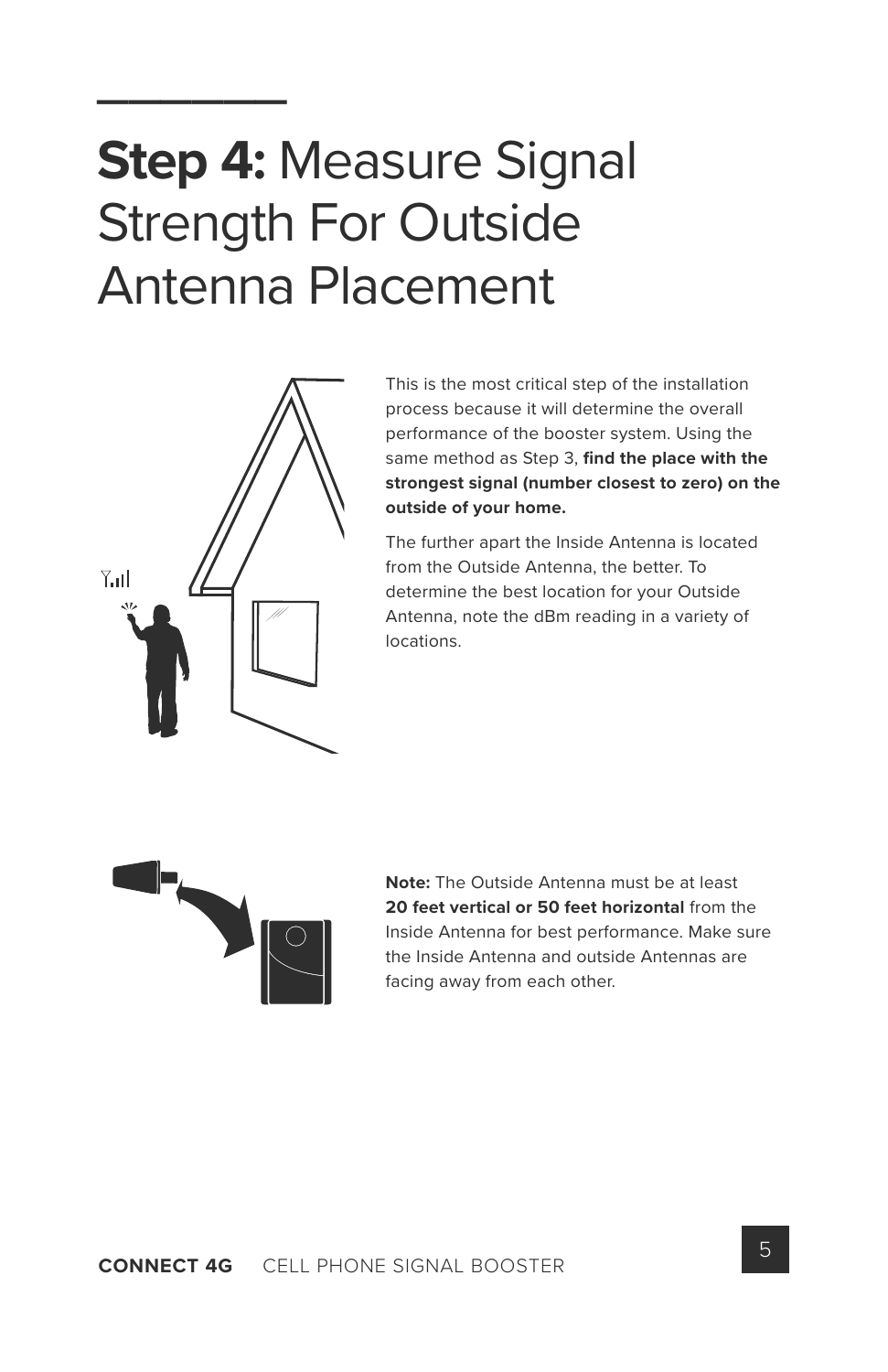# **Step 4:** Measure Signal Strength For Outside Antenna Placement

This is the most critical step of the installation process because it will determine the overall performance of the booster system. Using the same method as Step 3, **find the place with the strongest signal (number closest to zero) on the outside of your home.**

The further apart the Inside Antenna is located from the Outside Antenna, the better. To determine the best location for your Outside Antenna, note the dBm reading in a variety of locations.

**Note:** The Outside Antenna must be at least **20 feet vertical or 50 feet horizontal** from the Inside Antenna for best performance. Make sure the Inside Antenna and outside Antennas are facing away from each other.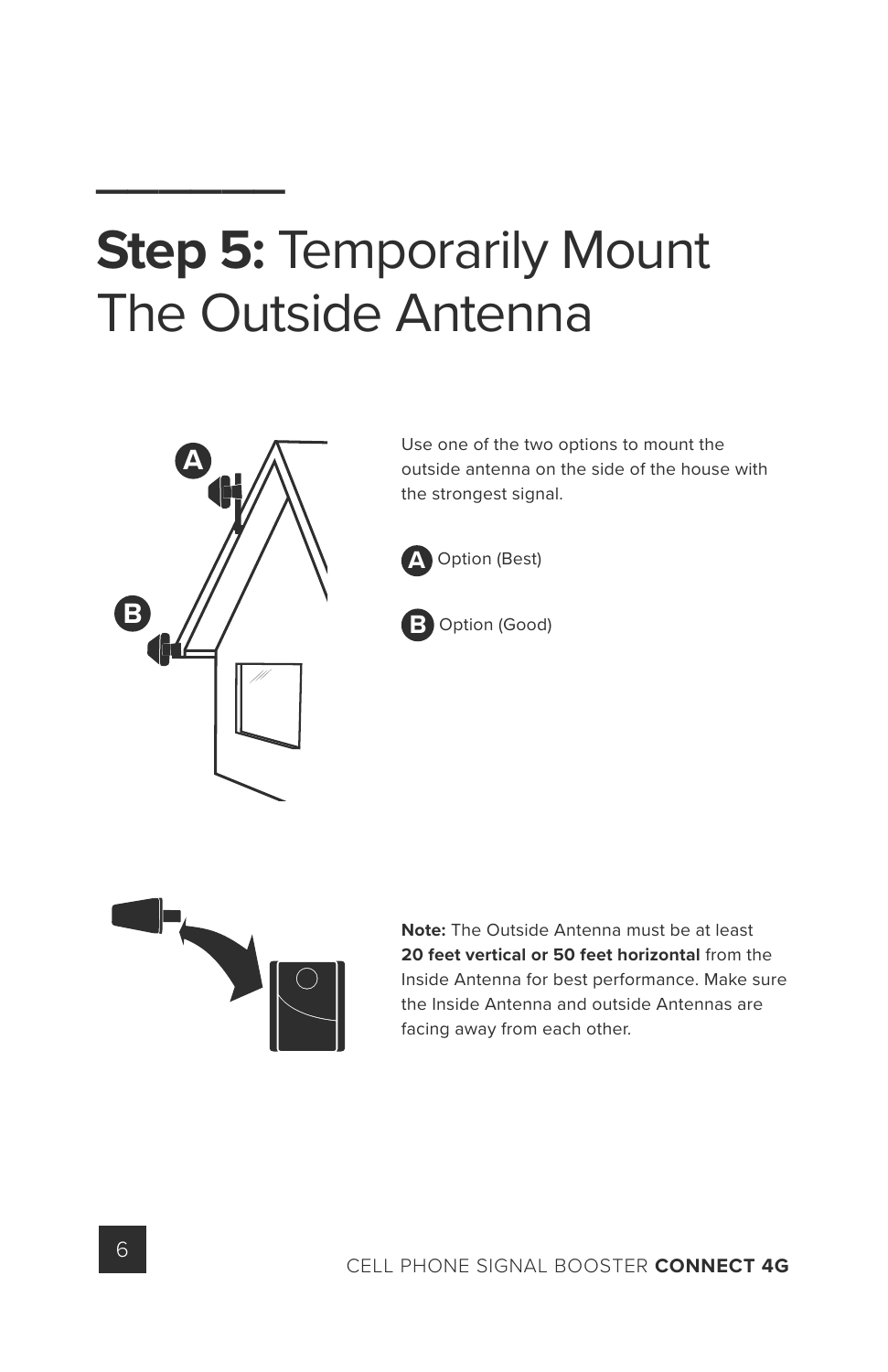# **Step 5:** Temporarily Mount The Outside Antenna

Use one of the two options to mount the outside antenna on the side of the house with the strongest signal.

**A** Option (Best)

**B** Option (Good)

**Note:** The Outside Antenna must be at least **20 feet vertical or 50 feet horizontal** from the Inside Antenna for best performance. Make sure the Inside Antenna and outside Antennas are facing away from each other.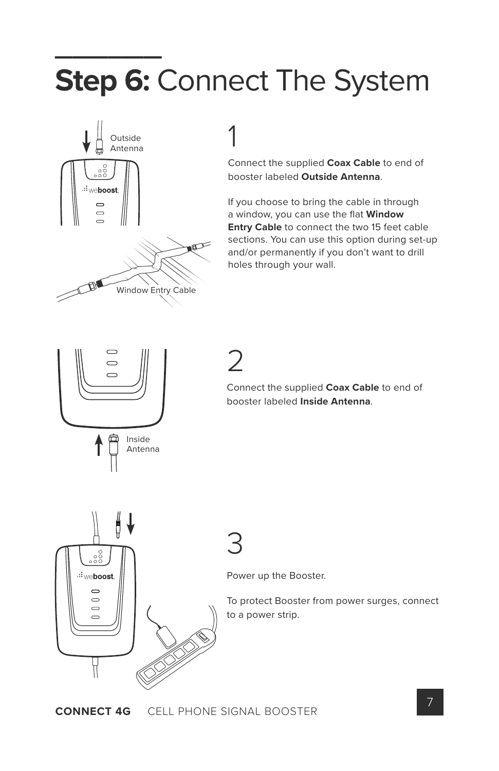# **Step 6:** Connect The System

Outside Antenna

Window Entry Cable

## 1

Connect the supplied **Coax Cable** to end of booster labeled **Outside Antenna**.

If you choose to bring the cable in through a window, you can use the flat **Window Entry Cable** to connect the two 15 feet cable sections. You can use this option during set-up and/or permanently if you don't want to drill holes through your wall.

Inside Antenna

## 2

Connect the supplied **Coax Cable** to end of booster labeled **Inside Antenna**.

## 3

Power up the Booster.

To protect Booster from power surges, connect to a power strip.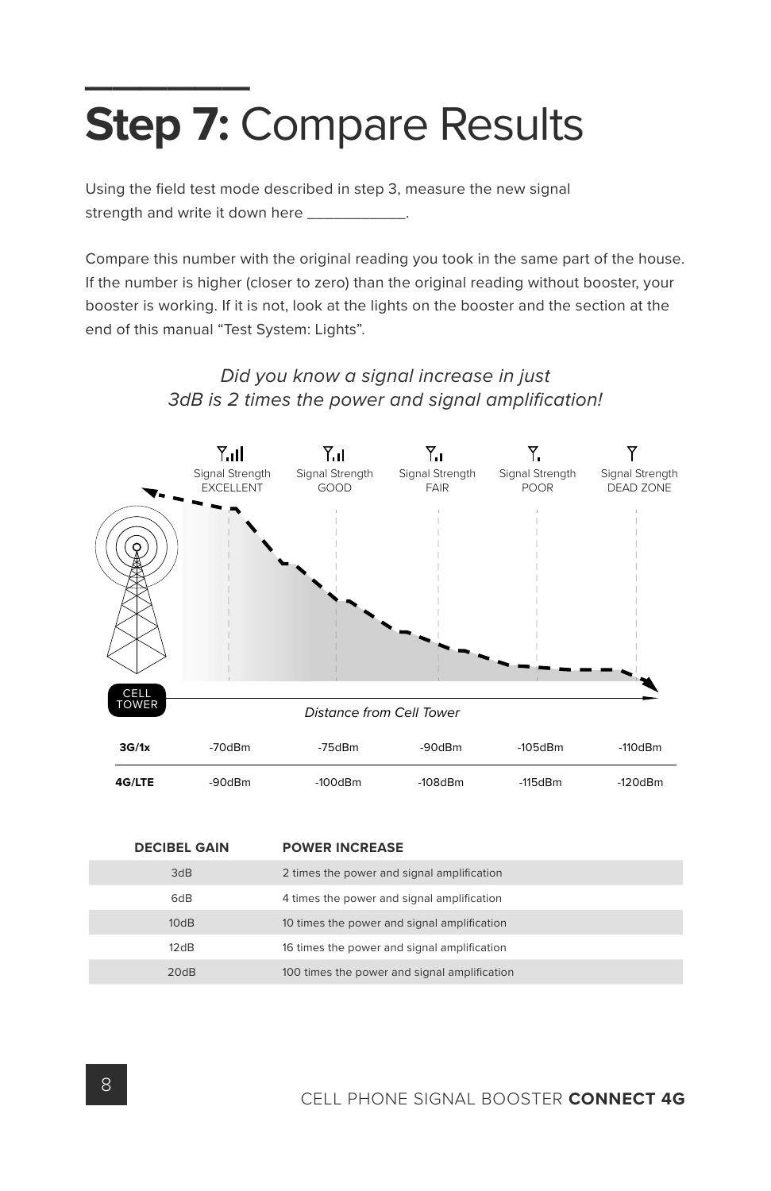# **Step 7:** Compare Results

Using the field test mode described in step 3, measure the new signal strength and write it down here ____________.

Compare this number with the original reading you took in the same part of the house. If the number is higher (closer to zero) than the original reading without booster, your booster is working. If it is not, look at the lights on the booster and the section at the end of this manual "Test System: Lights".

*Did you know a signal increase in just 3dB is 2 times the power and signal amplification!*

| | Signal Strength EXCELLENT | Signal Strength GOOD | Signal Strength FAIR | Signal Strength POOR | Signal Strength DEAD ZONE |
|---|---|---|---|---|---|
| **3G/1x** | -70dBm | -75dBm | -90dBm | -105dBm | -110dBm |
| **4G/LTE** | -90dBm | -100dBm | -108dBm | -115dBm | -120dBm |

CELL TOWER

*Distance from Cell Tower*

| DECIBEL GAIN | POWER INCREASE |
|---|---|
| 3dB | 2 times the power and signal amplification |
| 6dB | 4 times the power and signal amplification |
| 10dB | 10 times the power and signal amplification |
| 12dB | 16 times the power and signal amplification |
| 20dB | 100 times the power and signal amplification |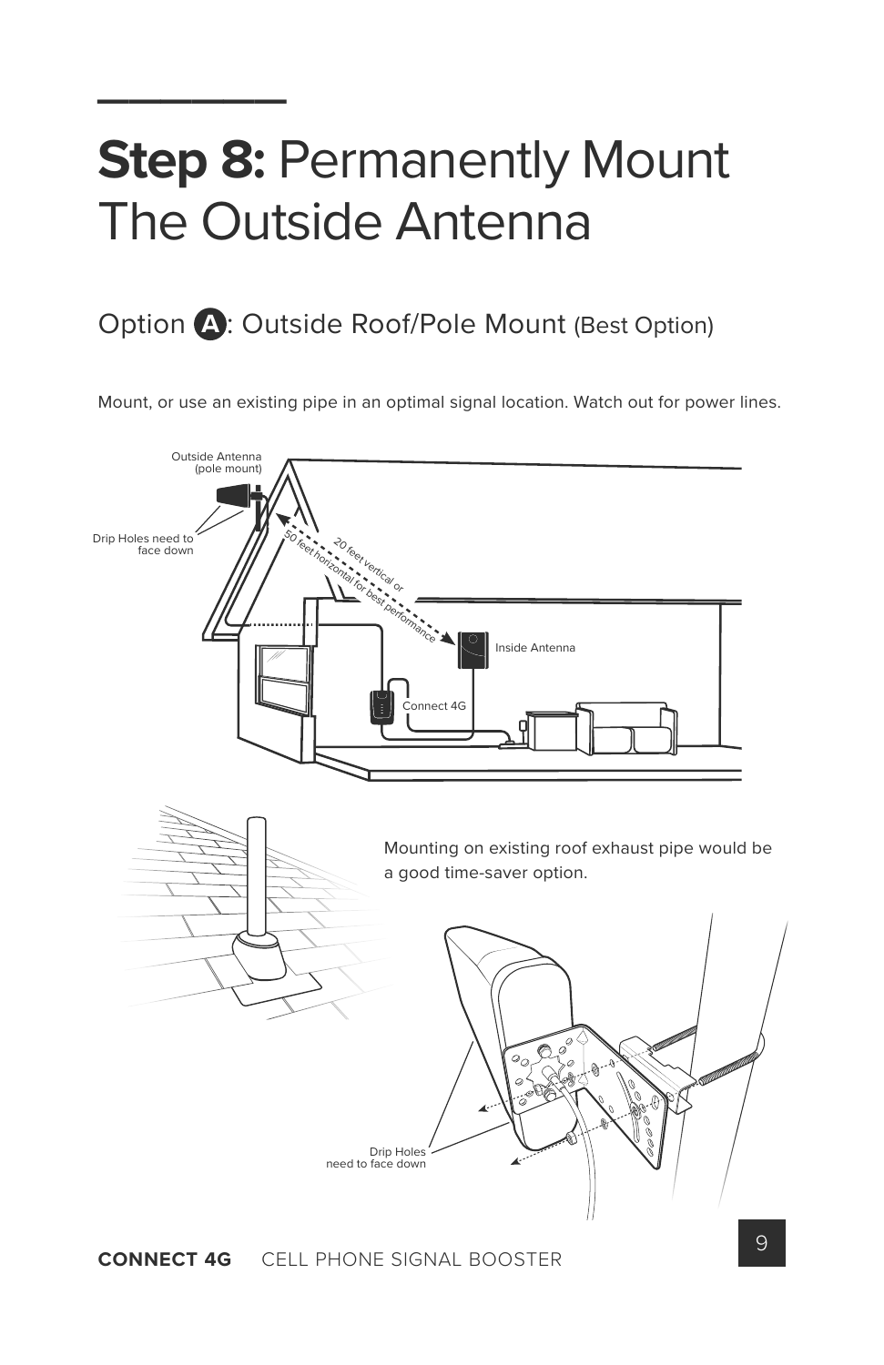# **Step 8:** Permanently Mount The Outside Antenna

## Option A: Outside Roof/Pole Mount (Best Option)

Mount, or use an existing pipe in an optimal signal location. Watch out for power lines.

Outside Antenna (pole mount)

Drip Holes need to face down

20 feet vertical or 50 feet horizontal for best performance

Inside Antenna

Connect 4G

Mounting on existing roof exhaust pipe would be a good time-saver option.

Drip Holes need to face down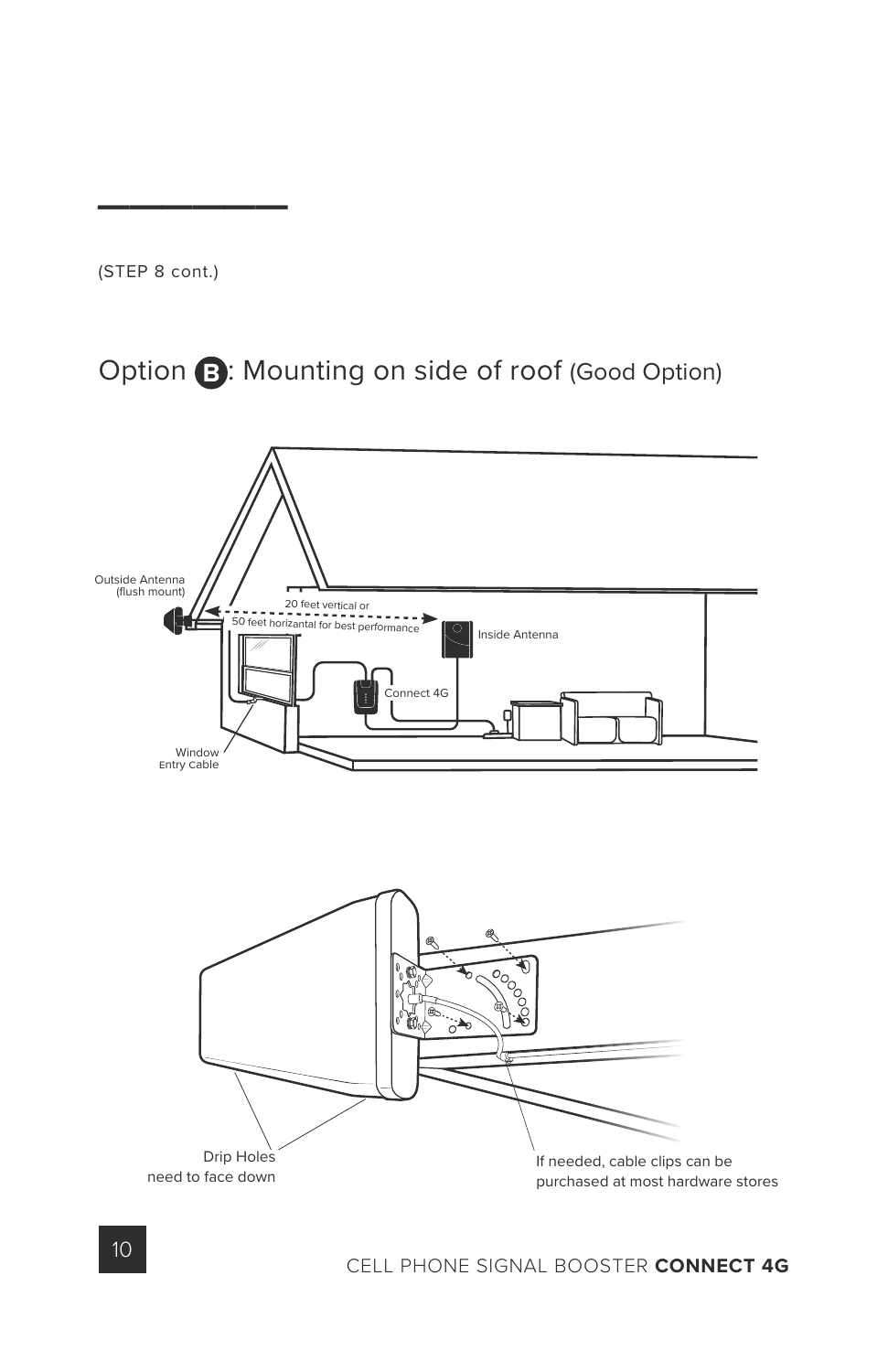(STEP 8 cont.)

## Option B: Mounting on side of roof (Good Option)

Outside Antenna (flush mount)

20 feet vertical or 50 feet horizantal for best performance

Inside Antenna

Connect 4G

Window Entry Cable

Drip Holes need to face down

If needed, cable clips can be purchased at most hardware stores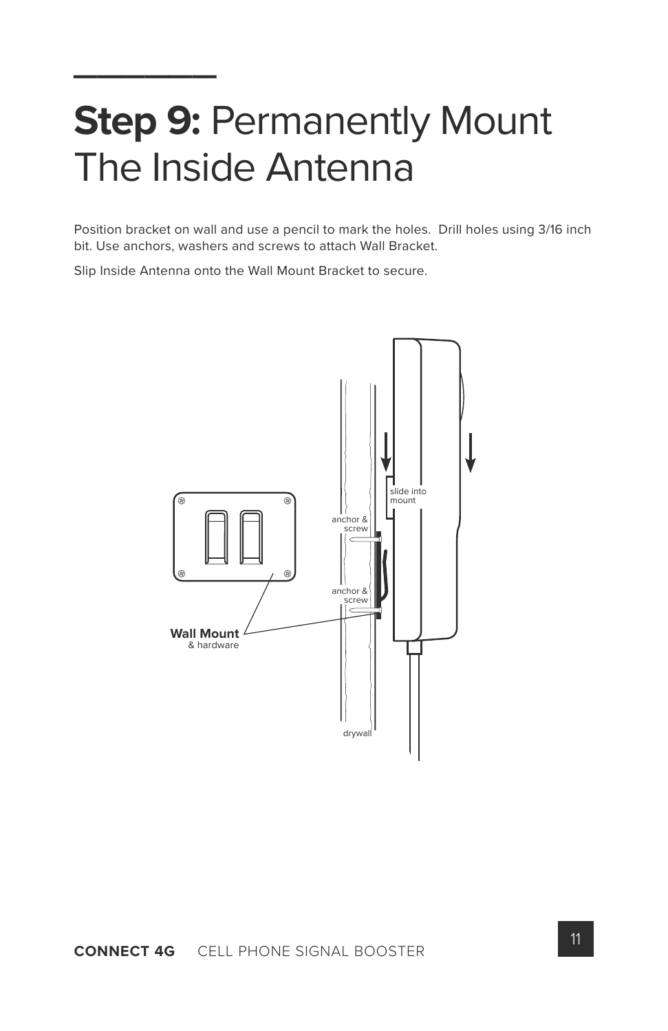# **Step 9:** Permanently Mount The Inside Antenna

Position bracket on wall and use a pencil to mark the holes. Drill holes using 3/16 inch bit. Use anchors, washers and screws to attach Wall Bracket.

Slip Inside Antenna onto the Wall Mount Bracket to secure.

slide into mount

anchor & screw

anchor & screw

**Wall Mount**
& hardware

drywall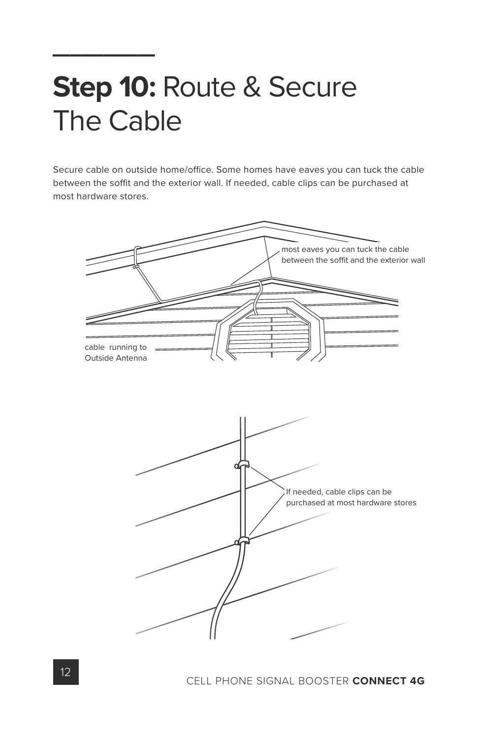# **Step 10:** Route & Secure The Cable

Secure cable on outside home/office. Some homes have eaves you can tuck the cable between the soffit and the exterior wall. If needed, cable clips can be purchased at most hardware stores.

most eaves you can tuck the cable between the soffit and the exterior wall

cable running to Outside Antenna

If needed, cable clips can be purchased at most hardware stores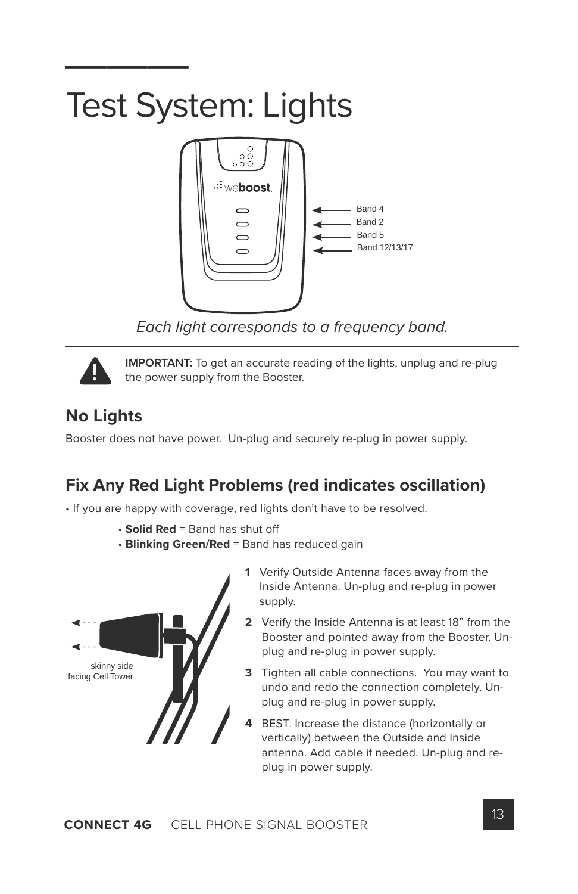# Test System: Lights

Band 4
Band 2
Band 5
Band 12/13/17

*Each light corresponds to a frequency band.*

**IMPORTANT:** To get an accurate reading of the lights, unplug and re-plug the power supply from the Booster.

## No Lights

Booster does not have power. Un-plug and securely re-plug in power supply.

## Fix Any Red Light Problems (red indicates oscillation)

- If you are happy with coverage, red lights don't have to be resolved.
  - **Solid Red** = Band has shut off
  - **Blinking Green/Red** = Band has reduced gain

skinny side facing Cell Tower

1. Verify Outside Antenna faces away from the Inside Antenna. Un-plug and re-plug in power supply.
2. Verify the Inside Antenna is at least 18" from the Booster and pointed away from the Booster. Un-plug and re-plug in power supply.
3. Tighten all cable connections. You may want to undo and redo the connection completely. Un-plug and re-plug in power supply.
4. BEST: Increase the distance (horizontally or vertically) between the Outside and Inside antenna. Add cable if needed. Un-plug and re-plug in power supply.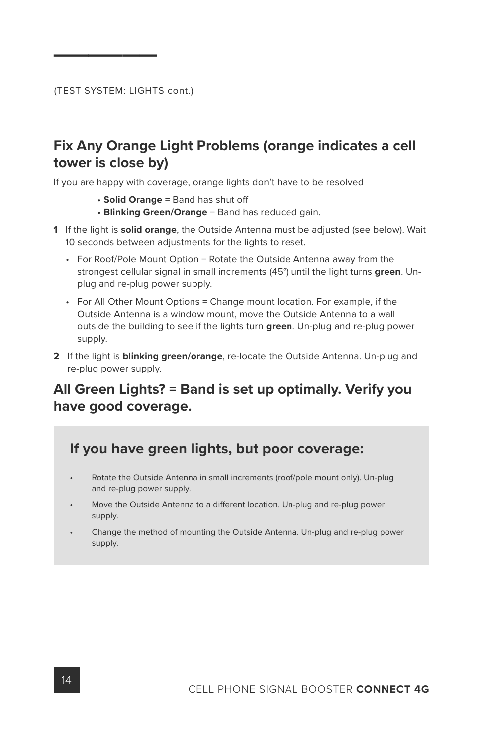(TEST SYSTEM: LIGHTS cont.)

## Fix Any Orange Light Problems (orange indicates a cell tower is close by)

If you are happy with coverage, orange lights don't have to be resolved

- **Solid Orange** = Band has shut off
- **Blinking Green/Orange** = Band has reduced gain.

1. If the light is **solid orange**, the Outside Antenna must be adjusted (see below). Wait 10 seconds between adjustments for the lights to reset.
   - For Roof/Pole Mount Option = Rotate the Outside Antenna away from the strongest cellular signal in small increments (45°) until the light turns **green**. Un-plug and re-plug power supply.
   - For All Other Mount Options = Change mount location. For example, if the Outside Antenna is a window mount, move the Outside Antenna to a wall outside the building to see if the lights turn **green**. Un-plug and re-plug power supply.
2. If the light is **blinking green/orange**, re-locate the Outside Antenna. Un-plug and re-plug power supply.

## All Green Lights? = Band is set up optimally. Verify you have good coverage.

### If you have green lights, but poor coverage:

- Rotate the Outside Antenna in small increments (roof/pole mount only). Un-plug and re-plug power supply.
- Move the Outside Antenna to a different location. Un-plug and re-plug power supply.
- Change the method of mounting the Outside Antenna. Un-plug and re-plug power supply.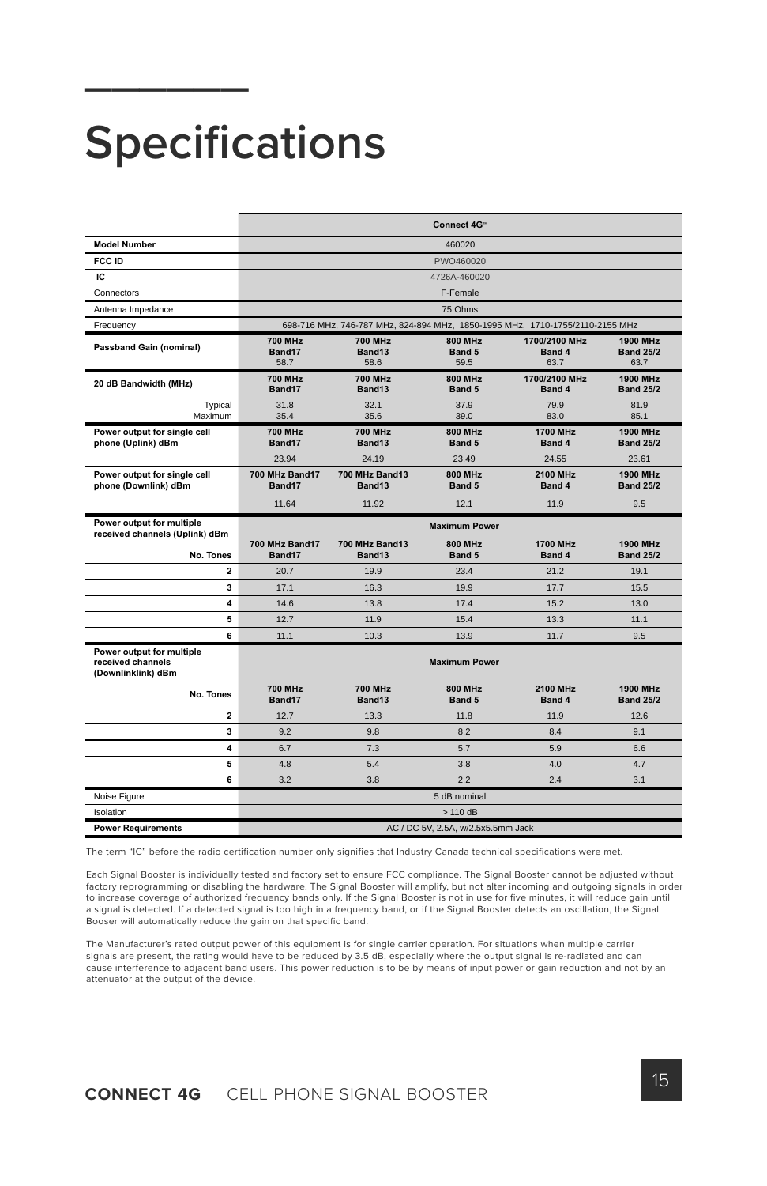# Specifications

| | Connect 4G™ | | | | |
|---|---|---|---|---|---|
| **Model Number** | 460020 | | | | |
| **FCC ID** | PWO460020 | | | | |
| **IC** | 4726A-460020 | | | | |
| Connectors | F-Female | | | | |
| Antenna Impedance | 75 Ohms | | | | |
| Frequency | 698-716 MHz, 746-787 MHz, 824-894 MHz, 1850-1995 MHz, 1710-1755/2110-2155 MHz | | | | |
| **Passband Gain (nominal)** | **700 MHz Band17** 58.7 | **700 MHz Band13** 58.6 | **800 MHz Band 5** 59.5 | **1700/2100 MHz Band 4** 63.7 | **1900 MHz Band 25/2** 63.7 |
| **20 dB Bandwidth (MHz)** | **700 MHz Band17** | **700 MHz Band13** | **800 MHz Band 5** | **1700/2100 MHz Band 4** | **1900 MHz Band 25/2** |
| Typical | 31.8 | 32.1 | 37.9 | 79.9 | 81.9 |
| Maximum | 35.4 | 35.6 | 39.0 | 83.0 | 85.1 |
| **Power output for single cell phone (Uplink) dBm** | **700 MHz Band17** | **700 MHz Band13** | **800 MHz Band 5** | **1700 MHz Band 4** | **1900 MHz Band 25/2** |
| | 23.94 | 24.19 | 23.49 | 24.55 | 23.61 |
| **Power output for single cell phone (Downlink) dBm** | **700 MHz Band17** | **700 MHz Band13** | **800 MHz Band 5** | **2100 MHz Band 4** | **1900 MHz Band 25/2** |
| | 11.64 | 11.92 | 12.1 | 11.9 | 9.5 |
| **Power output for multiple received channels (Uplink) dBm** | **Maximum Power** | | | | |
| **No. Tones** | **700 MHz Band17** | **700 MHz Band13** | **800 MHz Band 5** | **1700 MHz Band 4** | **1900 MHz Band 25/2** |
| **2** | 20.7 | 19.9 | 23.4 | 21.2 | 19.1 |
| **3** | 17.1 | 16.3 | 19.9 | 17.7 | 15.5 |
| **4** | 14.6 | 13.8 | 17.4 | 15.2 | 13.0 |
| **5** | 12.7 | 11.9 | 15.4 | 13.3 | 11.1 |
| **6** | 11.1 | 10.3 | 13.9 | 11.7 | 9.5 |
| **Power output for multiple received channels (Downlinklink) dBm** | **Maximum Power** | | | | |
| **No. Tones** | **700 MHz Band17** | **700 MHz Band13** | **800 MHz Band 5** | **2100 MHz Band 4** | **1900 MHz Band 25/2** |
| **2** | 12.7 | 13.3 | 11.8 | 11.9 | 12.6 |
| **3** | 9.2 | 9.8 | 8.2 | 8.4 | 9.1 |
| **4** | 6.7 | 7.3 | 5.7 | 5.9 | 6.6 |
| **5** | 4.8 | 5.4 | 3.8 | 4.0 | 4.7 |
| **6** | 3.2 | 3.8 | 2.2 | 2.4 | 3.1 |
| Noise Figure | 5 dB nominal | | | | |
| Isolation | > 110 dB | | | | |
| **Power Requirements** | AC / DC 5V, 2.5A, w/2.5x5.5mm Jack | | | | |

The term "IC" before the radio certification number only signifies that Industry Canada technical specifications were met.

Each Signal Booster is individually tested and factory set to ensure FCC compliance. The Signal Booster cannot be adjusted without factory reprogramming or disabling the hardware. The Signal Booster will amplify, but not alter incoming and outgoing signals in order to increase coverage of authorized frequency bands only. If the Signal Booster is not in use for five minutes, it will reduce gain until a signal is detected. If a detected signal is too high in a frequency band, or if the Signal Booster detects an oscillation, the Signal Booser will automatically reduce the gain on that specific band.

The Manufacturer's rated output power of this equipment is for single carrier operation. For situations when multiple carrier signals are present, the rating would have to be reduced by 3.5 dB, especially where the output signal is re-radiated and can cause interference to adjacent band users. This power reduction is to be by means of input power or gain reduction and not by an attenuator at the output of the device.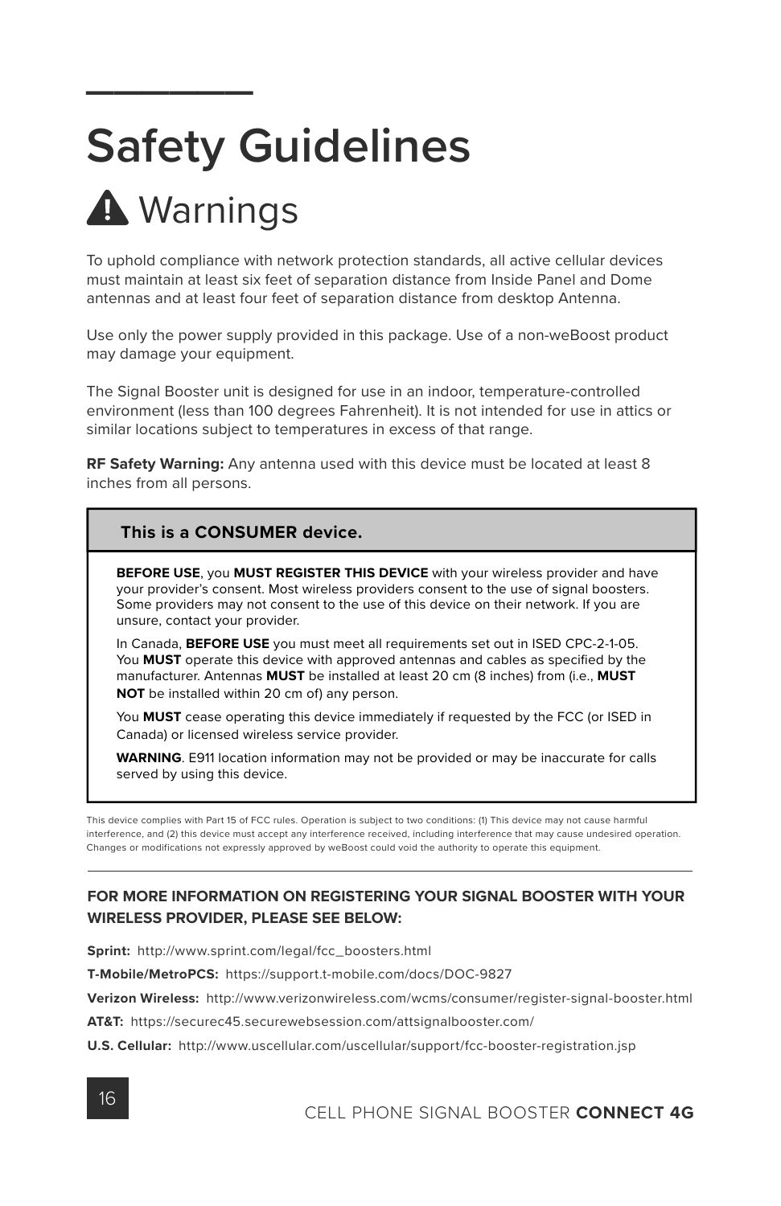# Safety Guidelines

## ⚠ Warnings

To uphold compliance with network protection standards, all active cellular devices must maintain at least six feet of separation distance from Inside Panel and Dome antennas and at least four feet of separation distance from desktop Antenna.

Use only the power supply provided in this package. Use of a non-weBoost product may damage your equipment.

The Signal Booster unit is designed for use in an indoor, temperature-controlled environment (less than 100 degrees Fahrenheit). It is not intended for use in attics or similar locations subject to temperatures in excess of that range.

**RF Safety Warning:** Any antenna used with this device must be located at least 8 inches from all persons.

**This is a CONSUMER device.**

**BEFORE USE**, you **MUST REGISTER THIS DEVICE** with your wireless provider and have your provider's consent. Most wireless providers consent to the use of signal boosters. Some providers may not consent to the use of this device on their network. If you are unsure, contact your provider.

In Canada, **BEFORE USE** you must meet all requirements set out in ISED CPC-2-1-05. You **MUST** operate this device with approved antennas and cables as specified by the manufacturer. Antennas **MUST** be installed at least 20 cm (8 inches) from (i.e., **MUST NOT** be installed within 20 cm of) any person.

You **MUST** cease operating this device immediately if requested by the FCC (or ISED in Canada) or licensed wireless service provider.

**WARNING**. E911 location information may not be provided or may be inaccurate for calls served by using this device.

This device complies with Part 15 of FCC rules. Operation is subject to two conditions: (1) This device may not cause harmful interference, and (2) this device must accept any interference received, including interference that may cause undesired operation. Changes or modifications not expressly approved by weBoost could void the authority to operate this equipment.

---

**FOR MORE INFORMATION ON REGISTERING YOUR SIGNAL BOOSTER WITH YOUR WIRELESS PROVIDER, PLEASE SEE BELOW:**

**Sprint:** http://www.sprint.com/legal/fcc_boosters.html

**T-Mobile/MetroPCS:** https://support.t-mobile.com/docs/DOC-9827

**Verizon Wireless:** http://www.verizonwireless.com/wcms/consumer/register-signal-booster.html

**AT&T:** https://securec45.securewebsession.com/attsignalbooster.com/

**U.S. Cellular:** http://www.uscellular.com/uscellular/support/fcc-booster-registration.jsp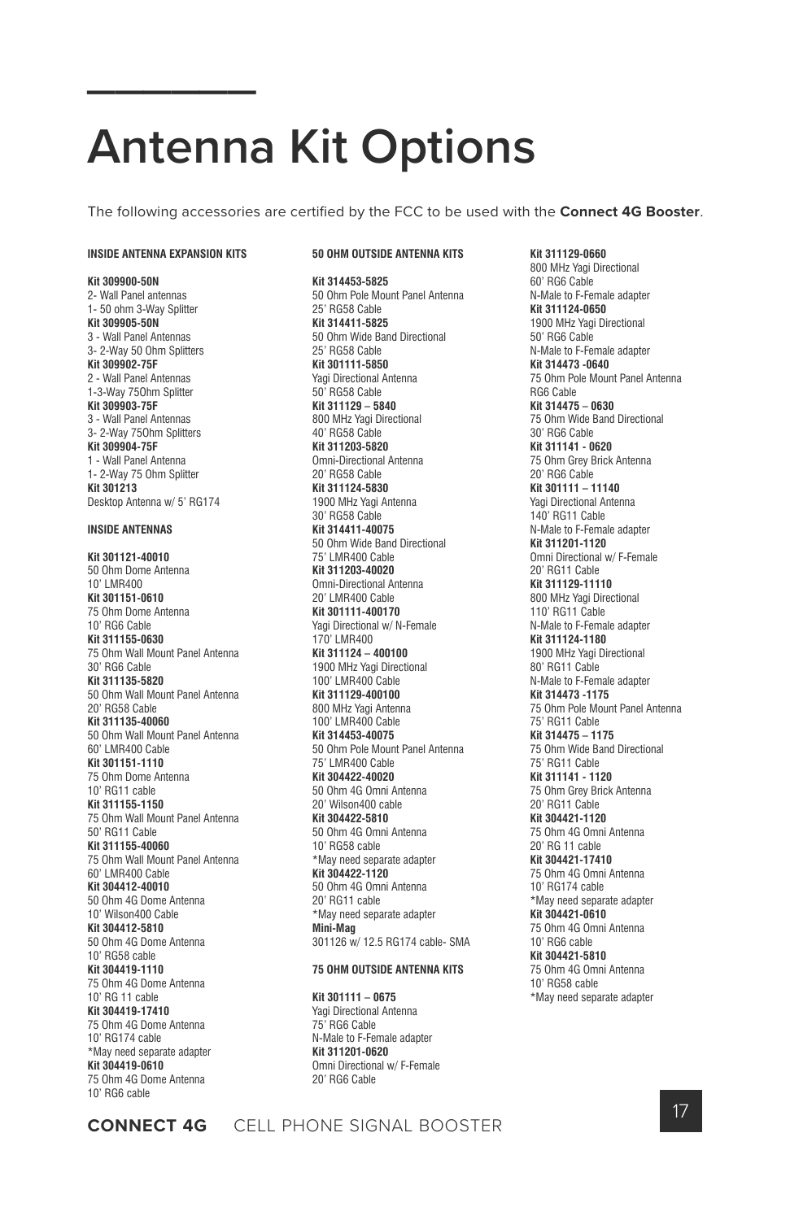# Antenna Kit Options

The following accessories are certified by the FCC to be used with the **Connect 4G Booster**.

**INSIDE ANTENNA EXPANSION KITS**

**Kit 309900-50N**
2- Wall Panel antennas
1- 50 ohm 3-Way Splitter
**Kit 309905-50N**
3 - Wall Panel Antennas
3- 2-Way 50 Ohm Splitters
**Kit 309902-75F**
2 - Wall Panel Antennas
1-3-Way 75Ohm Splitter
**Kit 309903-75F**
3 - Wall Panel Antennas
3- 2-Way 75Ohm Splitters
**Kit 309904-75F**
1 - Wall Panel Antenna
1- 2-Way 75 Ohm Splitter
**Kit 301213**
Desktop Antenna w/ 5' RG174

**INSIDE ANTENNAS**

**Kit 301121-40010**
50 Ohm Dome Antenna
10' LMR400
**Kit 301151-0610**
75 Ohm Dome Antenna
10' RG6 Cable
**Kit 311155-0630**
75 Ohm Wall Mount Panel Antenna
30' RG6 Cable
**Kit 311135-5820**
50 Ohm Wall Mount Panel Antenna
20' RG58 Cable
**Kit 311135-40060**
50 Ohm Wall Mount Panel Antenna
60' LMR400 Cable
**Kit 301151-1110**
75 Ohm Dome Antenna
10' RG11 cable
**Kit 311155-1150**
75 Ohm Wall Mount Panel Antenna
50' RG11 Cable
**Kit 311155-40060**
75 Ohm Wall Mount Panel Antenna
60' LMR400 Cable
**Kit 304412-40010**
50 Ohm 4G Dome Antenna
10' Wilson400 Cable
**Kit 304412-5810**
50 Ohm 4G Dome Antenna
10' RG58 cable
**Kit 304419-1110**
75 Ohm 4G Dome Antenna
10' RG 11 cable
**Kit 304419-17410**
75 Ohm 4G Dome Antenna
10' RG174 cable
*May need separate adapter
**Kit 304419-0610**
75 Ohm 4G Dome Antenna
10' RG6 cable

**50 OHM OUTSIDE ANTENNA KITS**

**Kit 314453-5825**
50 Ohm Pole Mount Panel Antenna
25' RG58 Cable
**Kit 314411-5825**
50 Ohm Wide Band Directional
25' RG58 Cable
**Kit 301111-5850**
Yagi Directional Antenna
50' RG58 Cable
**Kit 311129 – 5840**
800 MHz Yagi Directional
40' RG58 Cable
**Kit 311203-5820**
Omni-Directional Antenna
20' RG58 Cable
**Kit 311124-5830**
1900 MHz Yagi Antenna
30' RG58 Cable
**Kit 314411-40075**
50 Ohm Wide Band Directional
75' LMR400 Cable
**Kit 311203-40020**
Omni-Directional Antenna
20' LMR400 Cable
**Kit 301111-400170**
Yagi Directional w/ N-Female
170' LMR400
**Kit 311124 – 400100**
1900 MHz Yagi Directional
100' LMR400 Cable
**Kit 311129-400100**
800 MHz Yagi Antenna
100' LMR400 Cable
**Kit 314453-40075**
50 Ohm Pole Mount Panel Antenna
75' LMR400 Cable
**Kit 304422-40020**
50 Ohm 4G Omni Antenna
20' Wilson400 cable
**Kit 304422-5810**
50 Ohm 4G Omni Antenna
10' RG58 cable
*May need separate adapter
**Kit 304422-1120**
50 Ohm 4G Omni Antenna
20' RG11 cable
*May need separate adapter
**Mini-Mag**
301126 w/ 12.5 RG174 cable- SMA

**75 OHM OUTSIDE ANTENNA KITS**

**Kit 301111 – 0675**
Yagi Directional Antenna
75' RG6 Cable
N-Male to F-Female adapter
**Kit 311201-0620**
Omni Directional w/ F-Female
20' RG6 Cable
**Kit 311129-0660**
800 MHz Yagi Directional
60' RG6 Cable
N-Male to F-Female adapter
**Kit 311124-0650**
1900 MHz Yagi Directional
50' RG6 Cable
N-Male to F-Female adapter
**Kit 314473 -0640**
75 Ohm Pole Mount Panel Antenna
RG6 Cable
**Kit 314475 – 0630**
75 Ohm Wide Band Directional
30' RG6 Cable
**Kit 311141 - 0620**
75 Ohm Grey Brick Antenna
20' RG6 Cable
**Kit 301111 – 11140**
Yagi Directional Antenna
140' RG11 Cable
N-Male to F-Female adapter
**Kit 311201-1120**
Omni Directional w/ F-Female
20' RG11 Cable
**Kit 311129-11110**
800 MHz Yagi Directional
110' RG11 Cable
N-Male to F-Female adapter
**Kit 311124-1180**
1900 MHz Yagi Directional
80' RG11 Cable
N-Male to F-Female adapter
**Kit 314473 -1175**
75 Ohm Pole Mount Panel Antenna
75' RG11 Cable
**Kit 314475 – 1175**
75 Ohm Wide Band Directional
75' RG11 Cable
**Kit 311141 - 1120**
75 Ohm Grey Brick Antenna
20' RG11 Cable
**Kit 304421-1120**
75 Ohm 4G Omni Antenna
20' RG 11 cable
**Kit 304421-17410**
75 Ohm 4G Omni Antenna
10' RG174 cable
*May need separate adapter
**Kit 304421-0610**
75 Ohm 4G Omni Antenna
10' RG6 cable
**Kit 304421-5810**
75 Ohm 4G Omni Antenna
10' RG58 cable
*May need separate adapter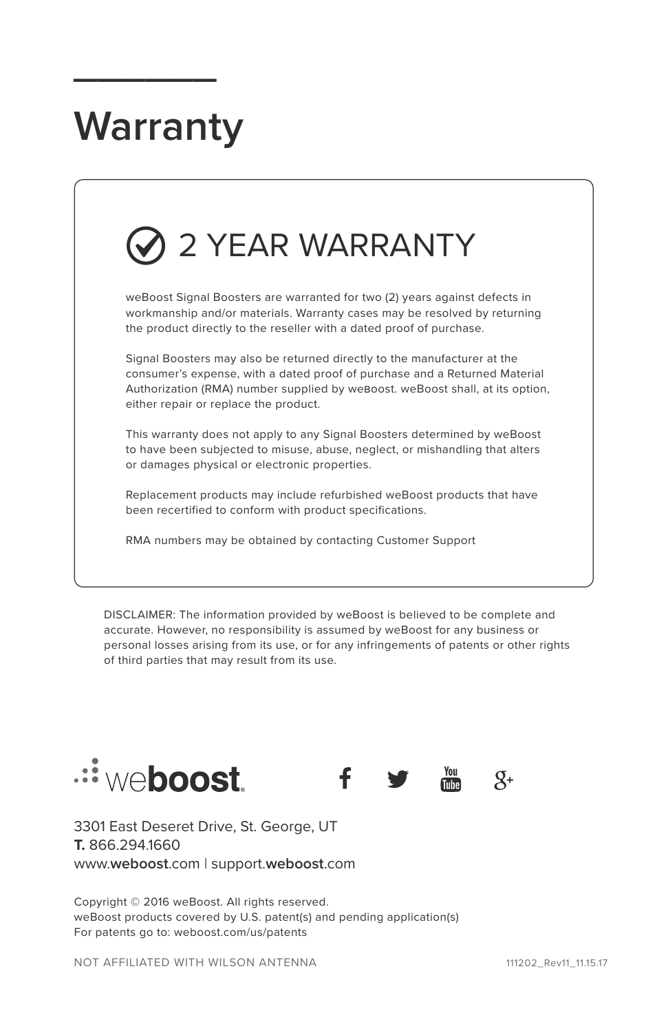# Warranty

## 2 YEAR WARRANTY

weBoost Signal Boosters are warranted for two (2) years against defects in workmanship and/or materials. Warranty cases may be resolved by returning the product directly to the reseller with a dated proof of purchase.

Signal Boosters may also be returned directly to the manufacturer at the consumer's expense, with a dated proof of purchase and a Returned Material Authorization (RMA) number supplied by weBoost. weBoost shall, at its option, either repair or replace the product.

This warranty does not apply to any Signal Boosters determined by weBoost to have been subjected to misuse, abuse, neglect, or mishandling that alters or damages physical or electronic properties.

Replacement products may include refurbished weBoost products that have been recertified to conform with product specifications.

RMA numbers may be obtained by contacting Customer Support

DISCLAIMER: The information provided by weBoost is believed to be complete and accurate. However, no responsibility is assumed by weBoost for any business or personal losses arising from its use, or for any infringements of patents or other rights of third parties that may result from its use.

weboost

3301 East Deseret Drive, St. George, UT
**T.** 866.294.1660
www.**weboost**.com | support.**weboost**.com

Copyright © 2016 weBoost. All rights reserved.
weBoost products covered by U.S. patent(s) and pending application(s)
For patents go to: weboost.com/us/patents

NOT AFFILIATED WITH WILSON ANTENNA

111202_Rev11_11.15.17